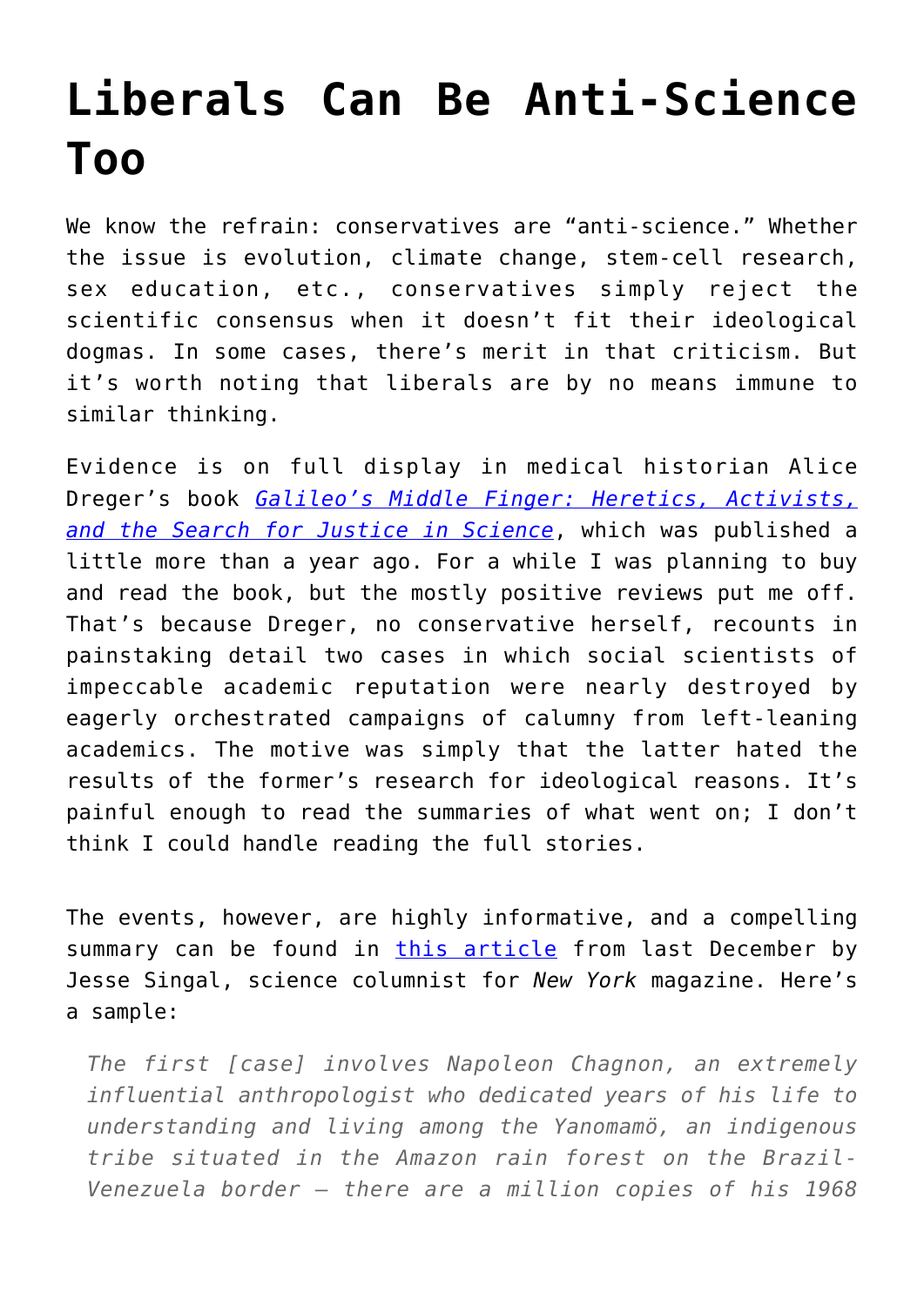# Liberals Can Be Anti-Science Too

We know the refrain: conservatives are "anti-science." Whether the issue is evolution, climate change, stem-cell research, sex education, etc., conservatives simply reject the scientific consensus when it doesn't fit their ideological dogmas. In some cases, there's merit in that criticism. But it's worth noting that liberals are by no means immune to similar thinking.

Evidence is on full display in medical historian Alice Dreger's book [*Galileo's Middle Finger: Heretics, Activists, and the Search for Justice in Science*](), which was published a little more than a year ago. For a while I was planning to buy and read the book, but the mostly positive reviews put me off. That's because Dreger, no conservative herself, recounts in painstaking detail two cases in which social scientists of impeccable academic reputation were nearly destroyed by eagerly orchestrated campaigns of calumny from left-leaning academics. The motive was simply that the latter hated the results of the former's research for ideological reasons. It's painful enough to read the summaries of what went on; I don't think I could handle reading the full stories.

The events, however, are highly informative, and a compelling summary can be found in [this article]() from last December by Jesse Singal, science columnist for *New York* magazine. Here's a sample:

> *The first [case] involves Napoleon Chagnon, an extremely influential anthropologist who dedicated years of his life to understanding and living among the Yanomamö, an indigenous tribe situated in the Amazon rain forest on the Brazil-Venezuela border — there are a million copies of his 1968*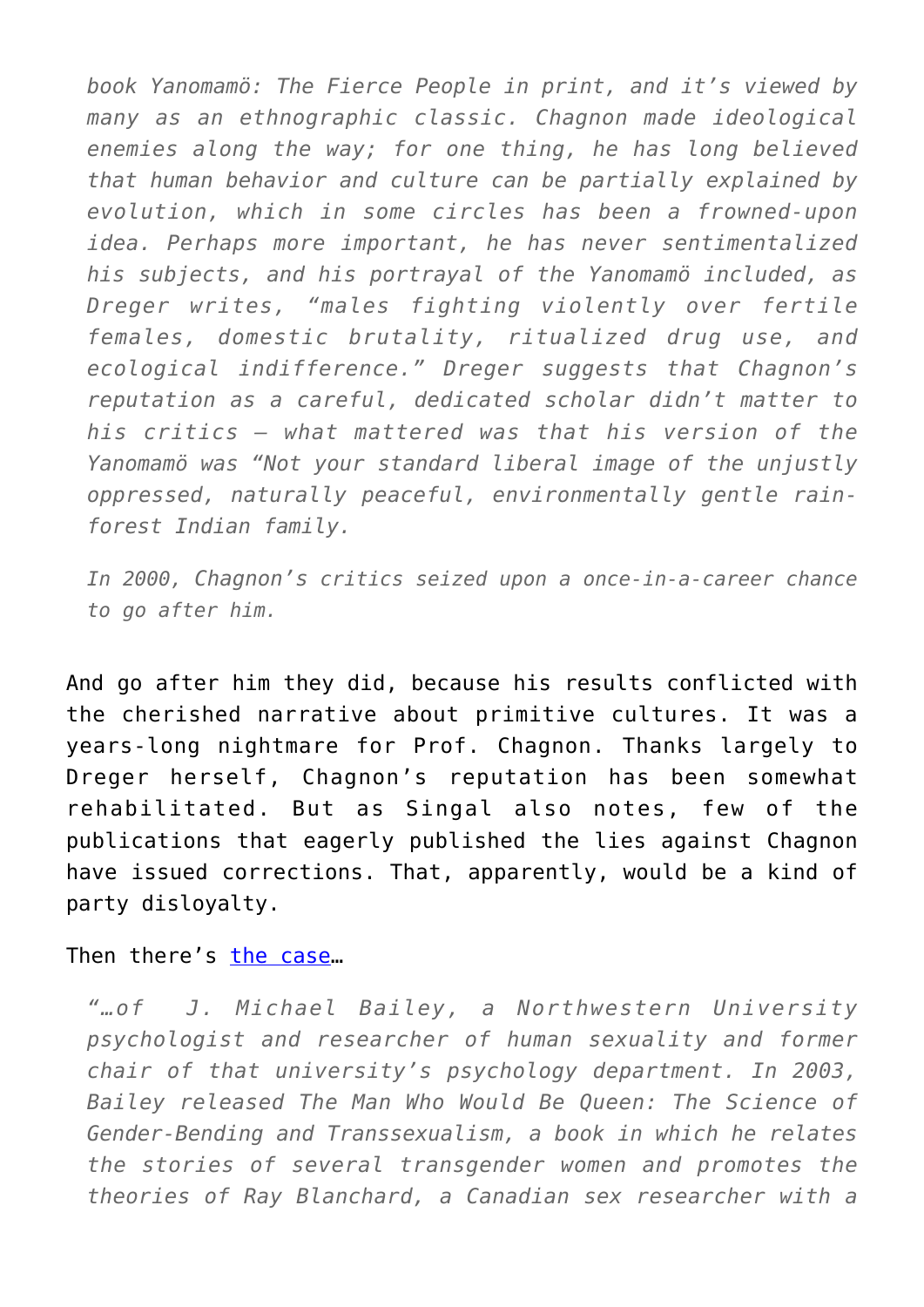> *book Yanomamö: The Fierce People in print, and it's viewed by many as an ethnographic classic. Chagnon made ideological enemies along the way; for one thing, he has long believed that human behavior and culture can be partially explained by evolution, which in some circles has been a frowned-upon idea. Perhaps more important, he has never sentimentalized his subjects, and his portrayal of the Yanomamö included, as Dreger writes, "males fighting violently over fertile females, domestic brutality, ritualized drug use, and ecological indifference." Dreger suggests that Chagnon's reputation as a careful, dedicated scholar didn't matter to his critics — what mattered was that his version of the Yanomamö was "Not your standard liberal image of the unjustly oppressed, naturally peaceful, environmentally gentle rain-forest Indian family.*
>
> *In 2000, Chagnon's critics seized upon a once-in-a-career chance to go after him.*

And go after him they did, because his results conflicted with the cherished narrative about primitive cultures. It was a years-long nightmare for Prof. Chagnon. Thanks largely to Dreger herself, Chagnon's reputation has been somewhat rehabilitated. But as Singal also notes, few of the publications that eagerly published the lies against Chagnon have issued corrections. That, apparently, would be a kind of party disloyalty.

Then there's [the case]…

> *"…of J. Michael Bailey, a Northwestern University psychologist and researcher of human sexuality and former chair of that university's psychology department. In 2003, Bailey released The Man Who Would Be Queen: The Science of Gender-Bending and Transsexualism, a book in which he relates the stories of several transgender women and promotes the theories of Ray Blanchard, a Canadian sex researcher with a*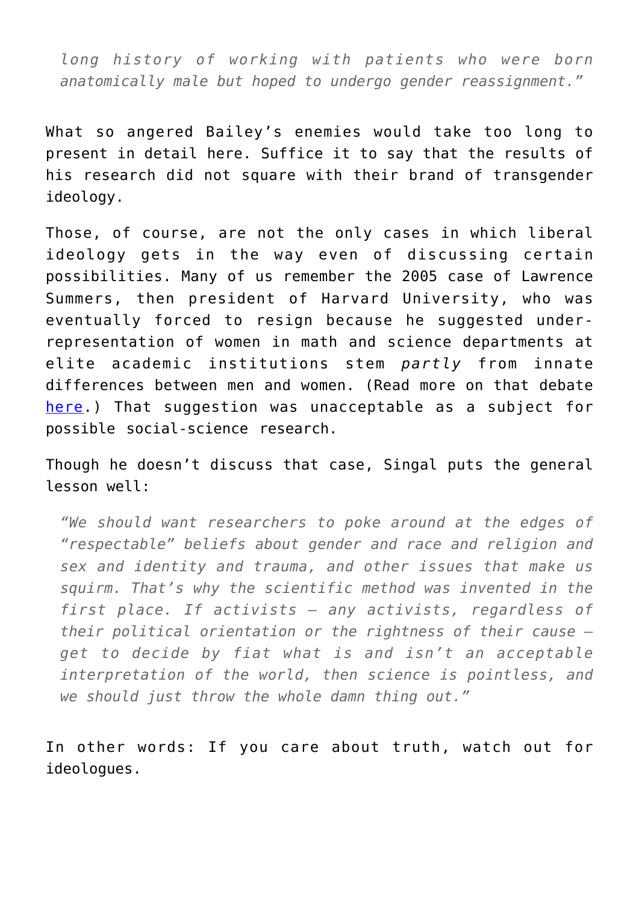> *long history of working with patients who were born anatomically male but hoped to undergo gender reassignment."*

What so angered Bailey's enemies would take too long to present in detail here. Suffice it to say that the results of his research did not square with their brand of transgender ideology.

Those, of course, are not the only cases in which liberal ideology gets in the way even of discussing certain possibilities. Many of us remember the 2005 case of Lawrence Summers, then president of Harvard University, who was eventually forced to resign because he suggested under-representation of women in math and science departments at elite academic institutions stem *partly* from innate differences between men and women. (Read more on that debate [here](). ) That suggestion was unacceptable as a subject for possible social-science research.

Though he doesn't discuss that case, Singal puts the general lesson well:

> *"We should want researchers to poke around at the edges of "respectable" beliefs about gender and race and religion and sex and identity and trauma, and other issues that make us squirm. That's why the scientific method was invented in the first place. If activists — any activists, regardless of their political orientation or the rightness of their cause — get to decide by fiat what is and isn't an acceptable interpretation of the world, then science is pointless, and we should just throw the whole damn thing out."*

In other words: If you care about truth, watch out for ideologues.